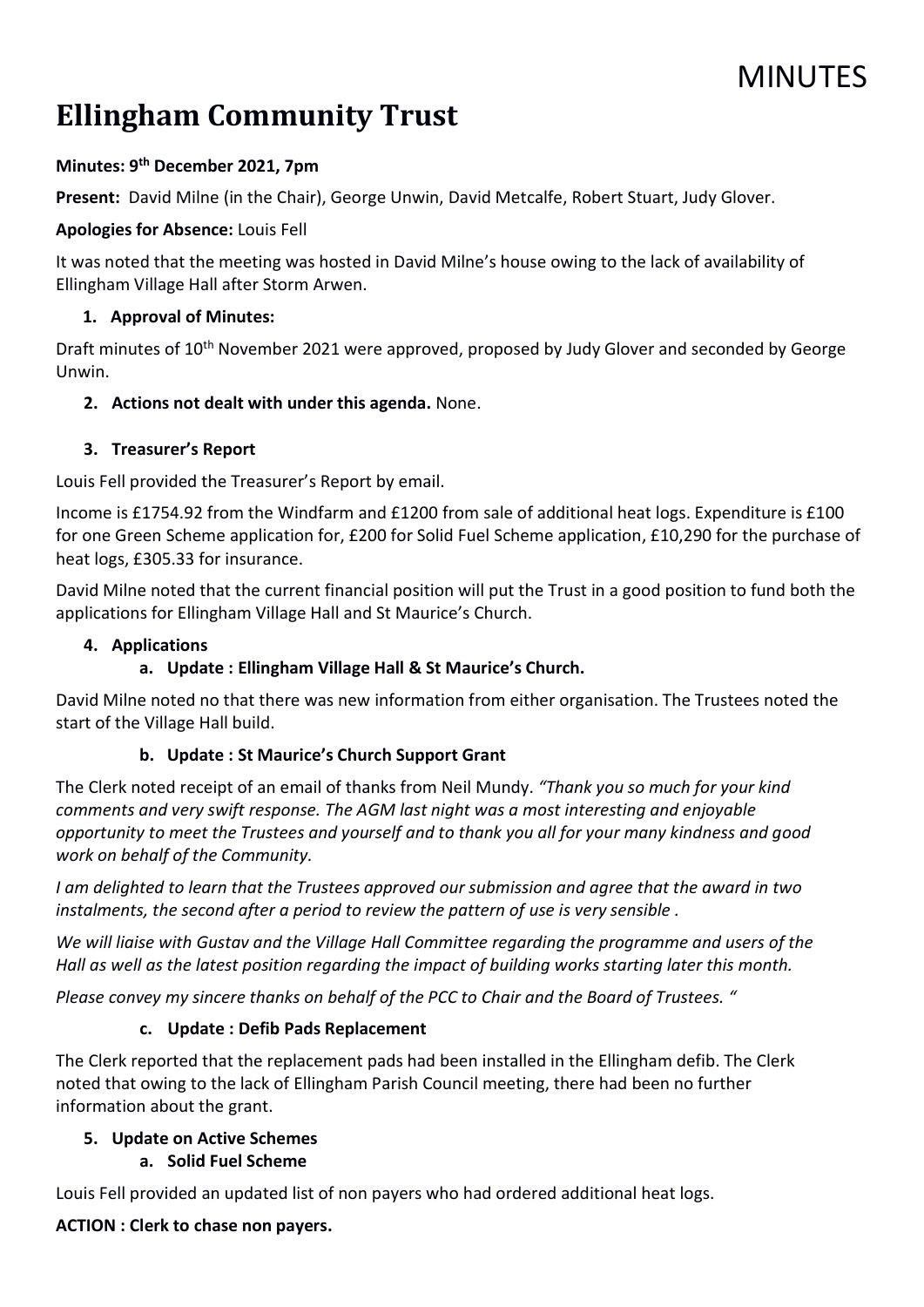MINUTES

# Ellingham Community Trust

**Minutes: 9th December 2021, 7pm**

**Present:** David Milne (in the Chair), George Unwin, David Metcalfe, Robert Stuart, Judy Glover.

**Apologies for Absence:** Louis Fell

It was noted that the meeting was hosted in David Milne's house owing to the lack of availability of Ellingham Village Hall after Storm Arwen.

1. **Approval of Minutes:**

Draft minutes of 10th November 2021 were approved, proposed by Judy Glover and seconded by George Unwin.

2. **Actions not dealt with under this agenda.** None.

3. **Treasurer's Report**

Louis Fell provided the Treasurer's Report by email.

Income is £1754.92 from the Windfarm and £1200 from sale of additional heat logs. Expenditure is £100 for one Green Scheme application for, £200 for Solid Fuel Scheme application, £10,290 for the purchase of heat logs, £305.33 for insurance.

David Milne noted that the current financial position will put the Trust in a good position to fund both the applications for Ellingham Village Hall and St Maurice's Church.

4. **Applications**

   a. **Update : Ellingham Village Hall & St Maurice's Church.**

David Milne noted no that there was new information from either organisation. The Trustees noted the start of the Village Hall build.

   b. **Update : St Maurice's Church Support Grant**

The Clerk noted receipt of an email of thanks from Neil Mundy. *"Thank you so much for your kind comments and very swift response. The AGM last night was a most interesting and enjoyable opportunity to meet the Trustees and yourself and to thank you all for your many kindness and good work on behalf of the Community.*

*I am delighted to learn that the Trustees approved our submission and agree that the award in two instalments, the second after a period to review the pattern of use is very sensible .*

*We will liaise with Gustav and the Village Hall Committee regarding the programme and users of the Hall as well as the latest position regarding the impact of building works starting later this month.*

*Please convey my sincere thanks on behalf of the PCC to Chair and the Board of Trustees. "*

   c. **Update : Defib Pads Replacement**

The Clerk reported that the replacement pads had been installed in the Ellingham defib. The Clerk noted that owing to the lack of Ellingham Parish Council meeting, there had been no further information about the grant.

5. **Update on Active Schemes**

   a. **Solid Fuel Scheme**

Louis Fell provided an updated list of non payers who had ordered additional heat logs.

**ACTION : Clerk to chase non payers.**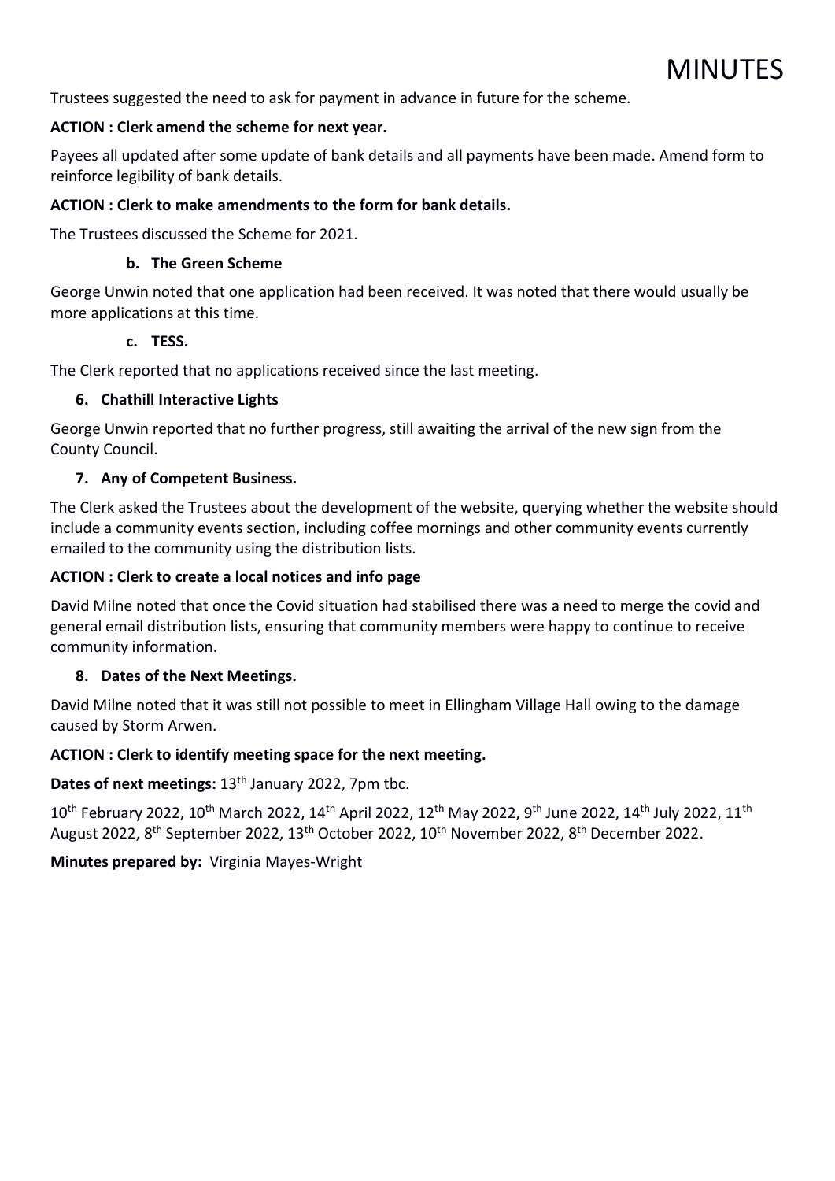Trustees suggested the need to ask for payment in advance in future for the scheme.

**ACTION : Clerk amend the scheme for next year.**

Payees all updated after some update of bank details and all payments have been made. Amend form to reinforce legibility of bank details.

**ACTION : Clerk to make amendments to the form for bank details.**

The Trustees discussed the Scheme for 2021.

**b. The Green Scheme**

George Unwin noted that one application had been received. It was noted that there would usually be more applications at this time.

**c. TESS.**

The Clerk reported that no applications received since the last meeting.

**6. Chathill Interactive Lights**

George Unwin reported that no further progress, still awaiting the arrival of the new sign from the County Council.

**7. Any of Competent Business.**

The Clerk asked the Trustees about the development of the website, querying whether the website should include a community events section, including coffee mornings and other community events currently emailed to the community using the distribution lists.

**ACTION : Clerk to create a local notices and info page**

David Milne noted that once the Covid situation had stabilised there was a need to merge the covid and general email distribution lists, ensuring that community members were happy to continue to receive community information.

**8. Dates of the Next Meetings.**

David Milne noted that it was still not possible to meet in Ellingham Village Hall owing to the damage caused by Storm Arwen.

**ACTION : Clerk to identify meeting space for the next meeting.**

**Dates of next meetings:** 13th January 2022, 7pm tbc.

10th February 2022, 10th March 2022, 14th April 2022, 12th May 2022, 9th June 2022, 14th July 2022, 11th August 2022, 8th September 2022, 13th October 2022, 10th November 2022, 8th December 2022.

**Minutes prepared by:** Virginia Mayes-Wright